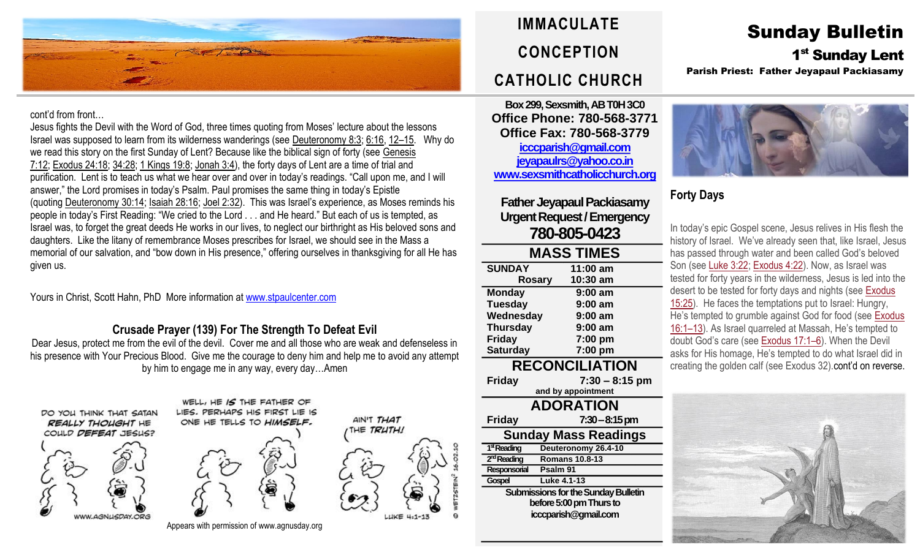# IMMACULATE CONCEPTION CATHOLIC CHURCH

# Sunday Bulletin

## 1st Sunday Lent

**Parish Priest: Father Jeyapaul Packiasamy**

cont'd from front…

Jesus fights the Devil with the Word of God, three times quoting from Moses' lecture about the lessons Israel was supposed to learn from its wilderness wanderings (see Deuteronomy 8:3; 6:16, 12–15. Why do we read this story on the first Sunday of Lent? Because like the biblical sign of forty (see Genesis 7:12; Exodus 24:18; 34:28; 1 Kings 19:8; Jonah 3:4), the forty days of Lent are a time of trial and purification. Lent is to teach us what we hear over and over in today's readings. "Call upon me, and I will answer," the Lord promises in today's Psalm. Paul promises the same thing in today's Epistle (quoting Deuteronomy 30:14; Isaiah 28:16; Joel 2:32). This was Israel's experience, as Moses reminds his people in today's First Reading: "We cried to the Lord . . . and He heard." But each of us is tempted, as Israel was, to forget the great deeds He works in our lives, to neglect our birthright as His beloved sons and daughters. Like the litany of remembrance Moses prescribes for Israel, we should see in the Mass a memorial of our salvation, and "bow down in His presence," offering ourselves in thanksgiving for all He has given us.

Yours in Christ, Scott Hahn, PhD More information at www.stpaulcenter.com

### Crusade Prayer (139) For The Strength To Defeat Evil

Dear Jesus, protect me from the evil of the devil. Cover me and all those who are weak and defenseless in his presence with Your Precious Blood. Give me the courage to deny him and help me to avoid any attempt by him to engage me in any way, every day…Amen

Appears with permission of www.agnusday.org

**Box 299, Sexsmith, AB T0H 3C0**
**Office Phone: 780-568-3771**
**Office Fax: 780-568-3779**
icccparish@gmail.com
jeyapaulrs@yahoo.co.in
www.sexsmithcatholicchurch.org

**Father Jeyapaul Packiasamy**
**Urgent Request / Emergency**
**780-805-0423**

## MASS TIMES

| | |
|---|---|
| SUNDAY | 11:00 am |
| Rosary | 10:30 am |
| Monday | 9:00 am |
| Tuesday | 9:00 am |
| Wednesday | 9:00 am |
| Thursday | 9:00 am |
| Friday | 7:00 pm |
| Saturday | 7:00 pm |

## RECONCILIATION

Friday 7:30 – 8:15 pm
and by appointment

## ADORATION

Friday 7:30 – 8:15 pm

## Sunday Mass Readings

| | |
|---|---|
| 1st Reading | Deuteronomy 26.4-10 |
| 2nd Reading | Romans 10.8-13 |
| Responsorial | Psalm 91 |
| Gospel | Luke 4.1-13 |

**Submissions for the Sunday Bulletin before 5:00 pm Thurs to icccparish@gmail.com**

### Forty Days

In today's epic Gospel scene, Jesus relives in His flesh the history of Israel. We've already seen that, like Israel, Jesus has passed through water and been called God's beloved Son (see Luke 3:22; Exodus 4:22). Now, as Israel was tested for forty years in the wilderness, Jesus is led into the desert to be tested for forty days and nights (see Exodus 15:25). He faces the temptations put to Israel: Hungry, He's tempted to grumble against God for food (see Exodus 16:1–13). As Israel quarreled at Massah, He's tempted to doubt God's care (see Exodus 17:1–6). When the Devil asks for His homage, He's tempted to do what Israel did in creating the golden calf (see Exodus 32).cont'd on reverse.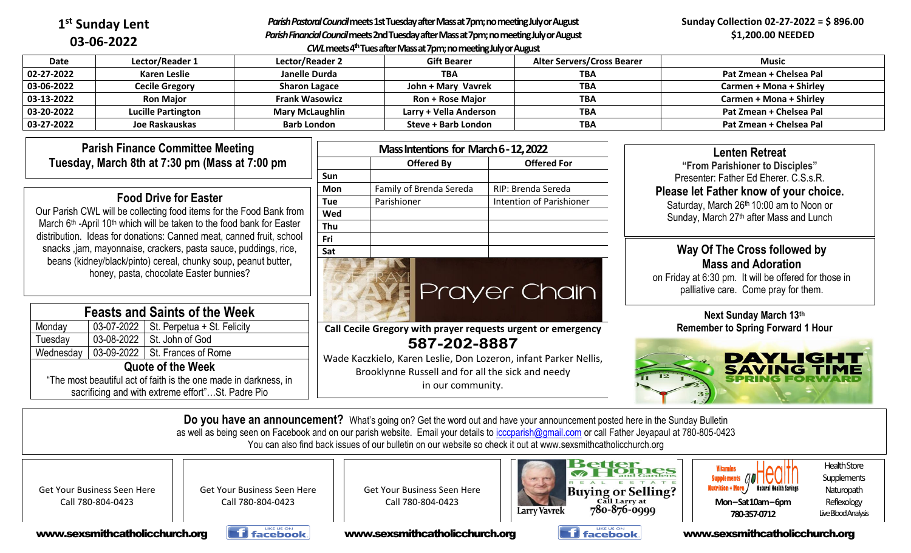**1st Sunday Lent**
**03-06-2022**

***Parish Pastoral Council*** **meets 1st Tuesday after Mass at 7pm; no meeting July or August**
***Parish Financial Council*** **meets 2nd Tuesday after Mass at 7pm; no meeting July or August**
***CWL*** **meets 4th Tues after Mass at 7pm; no meeting July or August**

**Sunday Collection 02-27-2022 = $ 896.00**
**$1,200.00 NEEDED**

| Date | Lector/Reader 1 | Lector/Reader 2 | Gift Bearer | Alter Servers/Cross Bearer | Music |
|---|---|---|---|---|---|
| 02-27-2022 | Karen Leslie | Janelle Durda | TBA | TBA | Pat Zmean + Chelsea Pal |
| 03-06-2022 | Cecile Gregory | Sharon Lagace | John + Mary Vavrek | TBA | Carmen + Mona + Shirley |
| 03-13-2022 | Ron Major | Frank Wasowicz | Ron + Rose Major | TBA | Carmen + Mona + Shirley |
| 03-20-2022 | Lucille Partington | Mary McLaughlin | Larry + Vella Anderson | TBA | Pat Zmean + Chelsea Pal |
| 03-27-2022 | Joe Raskauskas | Barb London | Steve + Barb London | TBA | Pat Zmean + Chelsea Pal |

## Parish Finance Committee Meeting

**Tuesday, March 8th at 7:30 pm (Mass at 7:00 pm**

## Food Drive for Easter

Our Parish CWL will be collecting food items for the Food Bank from March 6th -April 10th which will be taken to the food bank for Easter distribution. Ideas for donations: Canned meat, canned fruit, school snacks ,jam, mayonnaise, crackers, pasta sauce, puddings, rice, beans (kidney/black/pinto) cereal, chunky soup, peanut butter, honey, pasta, chocolate Easter bunnies?

## Feasts and Saints of the Week

| | | |
|---|---|---|
| Monday | 03-07-2022 | St. Perpetua + St. Felicity |
| Tuesday | 03-08-2022 | St. John of God |
| Wednesday | 03-09-2022 | St. Frances of Rome |

**Quote of the Week**

"The most beautiful act of faith is the one made in darkness, in sacrificing and with extreme effort"…St. Padre Pio

## Mass Intentions for March 6 - 12, 2022

| | Offered By | Offered For |
|---|---|---|
| Sun | | |
| Mon | Family of Brenda Sereda | RIP: Brenda Sereda |
| Tue | Parishioner | Intention of Parishioner |
| Wed | | |
| Thu | | |
| Fri | | |
| Sat | | |

## Prayer Chain

**Call Cecile Gregory with prayer requests urgent or emergency**

**587-202-8887**

Wade Kaczkielo, Karen Leslie, Don Lozeron, infant Parker Nellis, Brooklynne Russell and for all the sick and needy in our community.

## Lenten Retreat

**"From Parishioner to Disciples"**

Presenter: Father Ed Eherer. C.S.s.R.

**Please let Father know of your choice.**

Saturday, March 26th 10:00 am to Noon or
Sunday, March 27th after Mass and Lunch

## Way Of The Cross followed by Mass and Adoration

on Friday at 6:30 pm. It will be offered for those in palliative care. Come pray for them.

**Next Sunday March 13th**
**Remember to Spring Forward 1 Hour**

DAYLIGHT SAVING TIME
SPRING FORWARD

**Do you have an announcement?** What's going on? Get the word out and have your announcement posted here in the Sunday Bulletin as well as being seen on Facebook and on our parish website. Email your details to icccparish@gmail.com or call Father Jeyapaul at 780-805-0423
You can also find back issues of our bulletin on our website so check it out at www.sexsmithcatholicchurch.org

Get Your Business Seen Here
Call 780-804-0423

Get Your Business Seen Here
Call 780-804-0423

Get Your Business Seen Here
Call 780-804-0423

Better Homes and Gardens Real Estate
Buying or Selling?
Call Larry at 780-876-0999
Larry Vavrek

Vitamins, Supplements, Nutrition + More
go Health — Natural Health Savings
Mon – Sat 10am – 6pm
780-357-0712
Health Store
Supplements
Naturopath
Reflexology
Live Blood Analysis

www.sexsmithcatholicchurch.org — LIKE US ON facebook — www.sexsmithcatholicchurch.org — LIKE US ON facebook — www.sexsmithcatholicchurch.org